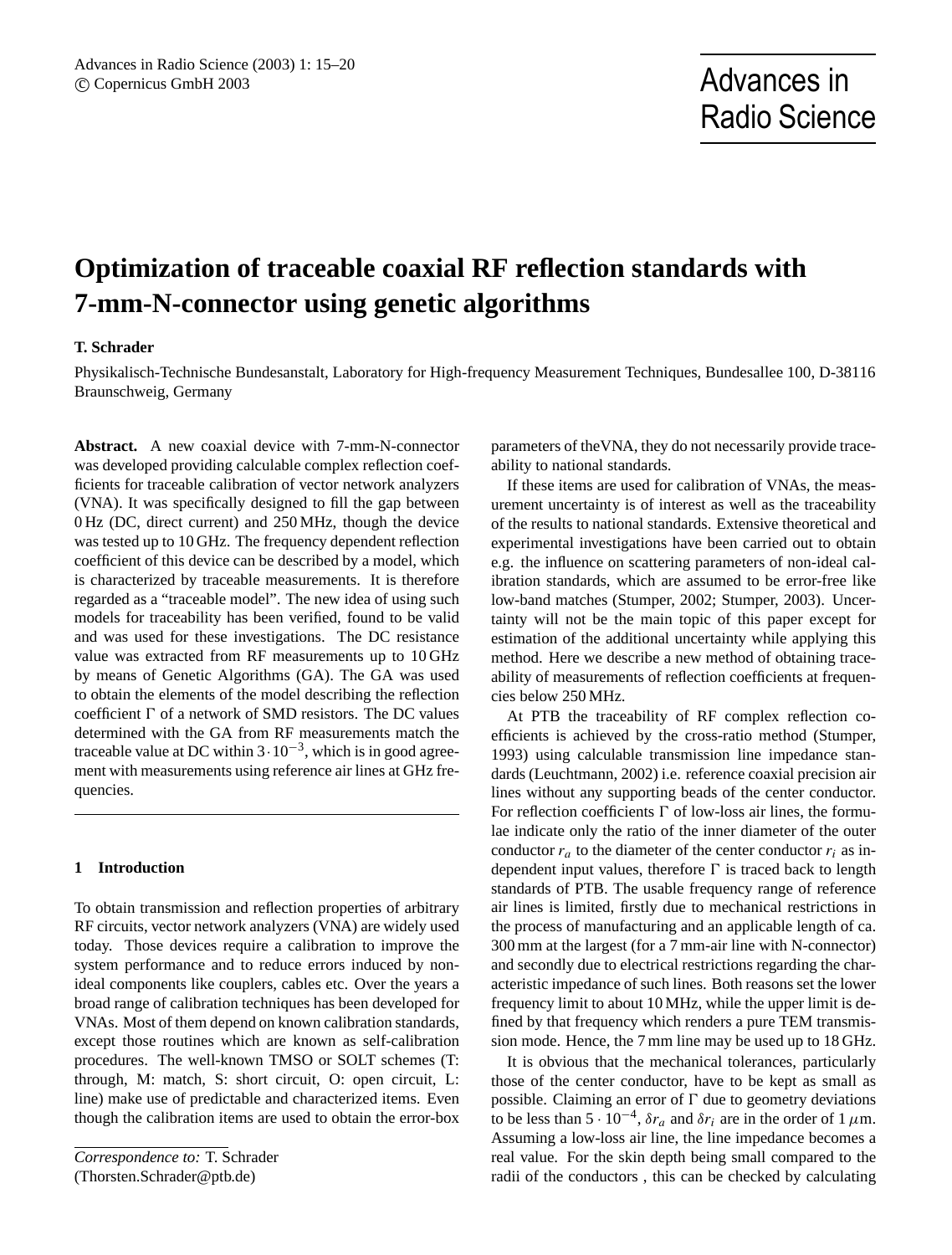# Optimization of traceable coaxial RF reflection standards with 7-mm-N-connector using genetic algorithms

**T. Schrader**

Physikalisch-Technische Bundesanstalt, Laboratory for High-frequency Measurement Techniques, Bundesallee 100, D-38116 Braunschweig, Germany

**Abstract.** A new coaxial device with 7-mm-N-connector was developed providing calculable complex reflection coefficients for traceable calibration of vector network analyzers (VNA). It was specifically designed to fill the gap between 0 Hz (DC, direct current) and 250 MHz, though the device was tested up to 10 GHz. The frequency dependent reflection coefficient of this device can be described by a model, which is characterized by traceable measurements. It is therefore regarded as a "traceable model". The new idea of using such models for traceability has been verified, found to be valid and was used for these investigations. The DC resistance value was extracted from RF measurements up to 10 GHz by means of Genetic Algorithms (GA). The GA was used to obtain the elements of the model describing the reflection coefficient $\Gamma$ of a network of SMD resistors. The DC values determined with the GA from RF measurements match the traceable value at DC within $3 \cdot 10^{-3}$, which is in good agreement with measurements using reference air lines at GHz frequencies.

## 1 Introduction

To obtain transmission and reflection properties of arbitrary RF circuits, vector network analyzers (VNA) are widely used today. Those devices require a calibration to improve the system performance and to reduce errors induced by non-ideal components like couplers, cables etc. Over the years a broad range of calibration techniques has been developed for VNAs. Most of them depend on known calibration standards, except those routines which are known as self-calibration procedures. The well-known TMSO or SOLT schemes (T: through, M: match, S: short circuit, O: open circuit, L: line) make use of predictable and characterized items. Even though the calibration items are used to obtain the error-box parameters of theVNA, they do not necessarily provide traceability to national standards.

If these items are used for calibration of VNAs, the measurement uncertainty is of interest as well as the traceability of the results to national standards. Extensive theoretical and experimental investigations have been carried out to obtain e.g. the influence on scattering parameters of non-ideal calibration standards, which are assumed to be error-free like low-band matches (Stumper, 2002; Stumper, 2003). Uncertainty will not be the main topic of this paper except for estimation of the additional uncertainty while applying this method. Here we describe a new method of obtaining traceability of measurements of reflection coefficients at frequencies below 250 MHz.

At PTB the traceability of RF complex reflection coefficients is achieved by the cross-ratio method (Stumper, 1993) using calculable transmission line impedance standards (Leuchtmann, 2002) i.e. reference coaxial precision air lines without any supporting beads of the center conductor. For reflection coefficients $\Gamma$ of low-loss air lines, the formulae indicate only the ratio of the inner diameter of the outer conductor $r_a$ to the diameter of the center conductor $r_i$ as independent input values, therefore $\Gamma$ is traced back to length standards of PTB. The usable frequency range of reference air lines is limited, firstly due to mechanical restrictions in the process of manufacturing and an applicable length of ca. 300 mm at the largest (for a 7 mm-air line with N-connector) and secondly due to electrical restrictions regarding the characteristic impedance of such lines. Both reasons set the lower frequency limit to about 10 MHz, while the upper limit is defined by that frequency which renders a pure TEM transmission mode. Hence, the 7 mm line may be used up to 18 GHz.

It is obvious that the mechanical tolerances, particularly those of the center conductor, have to be kept as small as possible. Claiming an error of $\Gamma$ due to geometry deviations to be less than $5 \cdot 10^{-4}$, $\delta r_a$ and $\delta r_i$ are in the order of 1 $\mu$m. Assuming a low-loss air line, the line impedance becomes a real value. For the skin depth being small compared to the radii of the conductors , this can be checked by calculating

*Correspondence to:* T. Schrader
(Thorsten.Schrader@ptb.de)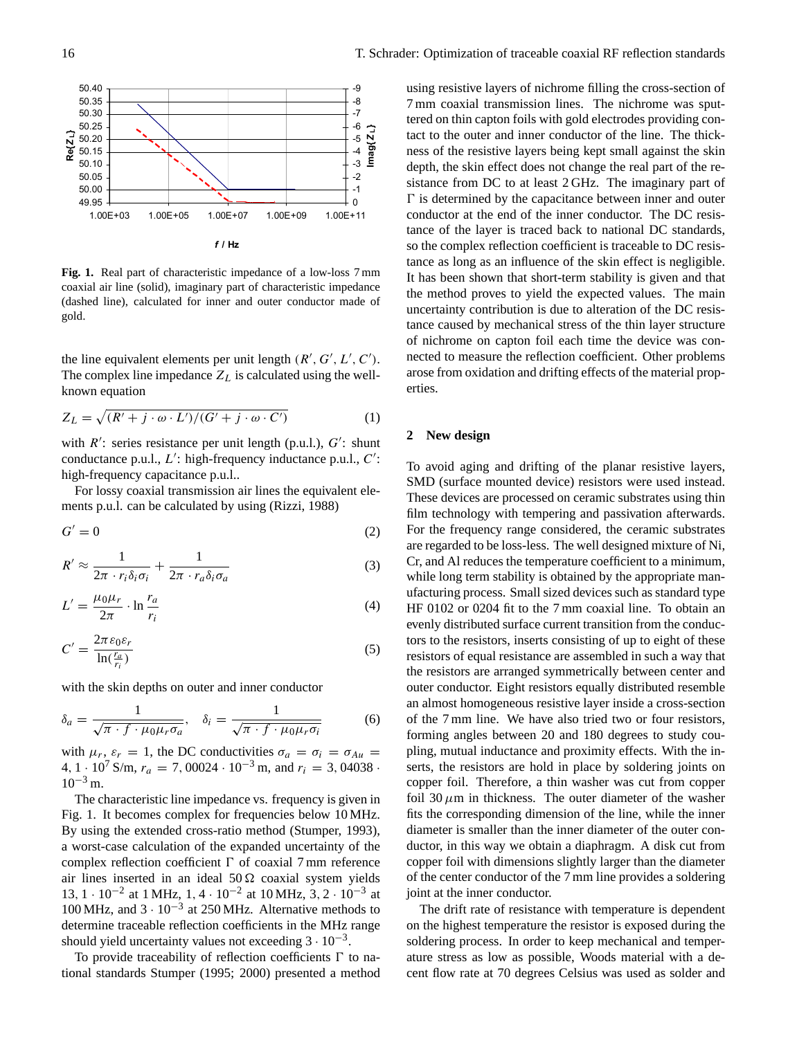**Fig. 1.** Real part of characteristic impedance of a low-loss 7 mm coaxial air line (solid), imaginary part of characteristic impedance (dashed line), calculated for inner and outer conductor made of gold.

the line equivalent elements per unit length ($R'$, $G'$, $L'$, $C'$). The complex line impedance $Z_L$ is calculated using the well-known equation

$$Z_L = \sqrt{(R' + j \cdot \omega \cdot L')/(G' + j \cdot \omega \cdot C')} \quad (1)$$

with $R'$: series resistance per unit length (p.u.l.), $G'$: shunt conductance p.u.l., $L'$: high-frequency inductance p.u.l., $C'$: high-frequency capacitance p.u.l..

For lossy coaxial transmission air lines the equivalent elements p.u.l. can be calculated by using (Rizzi, 1988)

$$G' = 0 \quad (2)$$

$$R' \approx \frac{1}{2\pi \cdot r_i \delta_i \sigma_i} + \frac{1}{2\pi \cdot r_a \delta_a \sigma_a} \quad (3)$$

$$L' = \frac{\mu_0 \mu_r}{2\pi} \cdot \ln \frac{r_a}{r_i} \quad (4)$$

$$C' = \frac{2\pi \varepsilon_0 \varepsilon_r}{\ln(\frac{r_a}{r_i})} \quad (5)$$

with the skin depths on outer and inner conductor

$$\delta_a = \frac{1}{\sqrt{\pi \cdot f \cdot \mu_0 \mu_r \sigma_a}}, \quad \delta_i = \frac{1}{\sqrt{\pi \cdot f \cdot \mu_0 \mu_r \sigma_i}} \quad (6)$$

with $\mu_r$, $\varepsilon_r = 1$, the DC conductivities $\sigma_a = \sigma_i = \sigma_{Au} = 4,1 \cdot 10^7$ S/m, $r_a = 7,00024 \cdot 10^{-3}$ m, and $r_i = 3,04038 \cdot 10^{-3}$ m.

The characteristic line impedance vs. frequency is given in Fig. 1. It becomes complex for frequencies below 10 MHz. By using the extended cross-ratio method (Stumper, 1993), a worst-case calculation of the expanded uncertainty of the complex reflection coefficient $\Gamma$ of coaxial 7 mm reference air lines inserted in an ideal 50 Ω coaxial system yields $13,1 \cdot 10^{-2}$ at 1 MHz, $1,4 \cdot 10^{-2}$ at 10 MHz, $3,2 \cdot 10^{-3}$ at 100 MHz, and $3 \cdot 10^{-3}$ at 250 MHz. Alternative methods to determine traceable reflection coefficients in the MHz range should yield uncertainty values not exceeding $3 \cdot 10^{-3}$.

To provide traceability of reflection coefficients $\Gamma$ to national standards Stumper (1995; 2000) presented a method using resistive layers of nichrome filling the cross-section of 7 mm coaxial transmission lines. The nichrome was sputtered on thin capton foils with gold electrodes providing contact to the outer and inner conductor of the line. The thickness of the resistive layers being kept small against the skin depth, the skin effect does not change the real part of the resistance from DC to at least 2 GHz. The imaginary part of $\Gamma$ is determined by the capacitance between inner and outer conductor at the end of the inner conductor. The DC resistance of the layer is traced back to national DC standards, so the complex reflection coefficient is traceable to DC resistance as long as an influence of the skin effect is negligible. It has been shown that short-term stability is given and that the method proves to yield the expected values. The main uncertainty contribution is due to alteration of the DC resistance caused by mechanical stress of the thin layer structure of nichrome on capton foil each time the device was connected to measure the reflection coefficient. Other problems arose from oxidation and drifting effects of the material properties.

## 2 New design

To avoid aging and drifting of the planar resistive layers, SMD (surface mounted device) resistors were used instead. These devices are processed on ceramic substrates using thin film technology with tempering and passivation afterwards. For the frequency range considered, the ceramic substrates are regarded to be loss-less. The well designed mixture of Ni, Cr, and Al reduces the temperature coefficient to a minimum, while long term stability is obtained by the appropriate manufacturing process. Small sized devices such as standard type HF 0102 or 0204 fit to the 7 mm coaxial line. To obtain an evenly distributed surface current transition from the conductors to the resistors, inserts consisting of up to eight of these resistors of equal resistance are assembled in such a way that the resistors are arranged symmetrically between center and outer conductor. Eight resistors equally distributed resemble an almost homogeneous resistive layer inside a cross-section of the 7 mm line. We have also tried two or four resistors, forming angles between 20 and 180 degrees to study coupling, mutual inductance and proximity effects. With the inserts, the resistors are hold in place by soldering joints on copper foil. Therefore, a thin washer was cut from copper foil 30 $\mu$m in thickness. The outer diameter of the washer fits the corresponding dimension of the line, while the inner diameter is smaller than the inner diameter of the outer conductor, in this way we obtain a diaphragm. A disk cut from copper foil with dimensions slightly larger than the diameter of the center conductor of the 7 mm line provides a soldering joint at the inner conductor.

The drift rate of resistance with temperature is dependent on the highest temperature the resistor is exposed during the soldering process. In order to keep mechanical and temperature stress as low as possible, Woods material with a decent flow rate at 70 degrees Celsius was used as solder and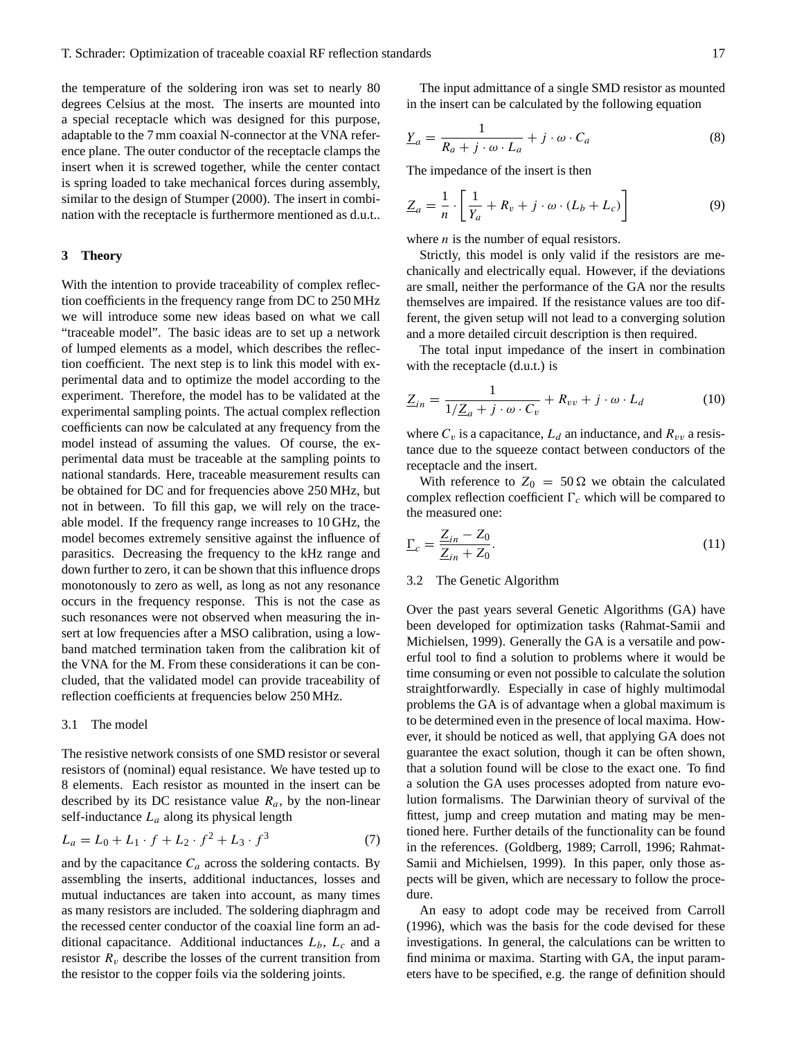the temperature of the soldering iron was set to nearly 80 degrees Celsius at the most. The inserts are mounted into a special receptacle which was designed for this purpose, adaptable to the 7 mm coaxial N-connector at the VNA reference plane. The outer conductor of the receptacle clamps the insert when it is screwed together, while the center contact is spring loaded to take mechanical forces during assembly, similar to the design of Stumper (2000). The insert in combination with the receptacle is furthermore mentioned as d.u.t..

## 3 Theory

With the intention to provide traceability of complex reflection coefficients in the frequency range from DC to 250 MHz we will introduce some new ideas based on what we call "traceable model". The basic ideas are to set up a network of lumped elements as a model, which describes the reflection coefficient. The next step is to link this model with experimental data and to optimize the model according to the experiment. Therefore, the model has to be validated at the experimental sampling points. The actual complex reflection coefficients can now be calculated at any frequency from the model instead of assuming the values. Of course, the experimental data must be traceable at the sampling points to national standards. Here, traceable measurement results can be obtained for DC and for frequencies above 250 MHz, but not in between. To fill this gap, we will rely on the traceable model. If the frequency range increases to 10 GHz, the model becomes extremely sensitive against the influence of parasitics. Decreasing the frequency to the kHz range and down further to zero, it can be shown that this influence drops monotonously to zero as well, as long as not any resonance occurs in the frequency response. This is not the case as such resonances were not observed when measuring the insert at low frequencies after a MSO calibration, using a low-band matched termination taken from the calibration kit of the VNA for the M. From these considerations it can be concluded, that the validated model can provide traceability of reflection coefficients at frequencies below 250 MHz.

### 3.1 The model

The resistive network consists of one SMD resistor or several resistors of (nominal) equal resistance. We have tested up to 8 elements. Each resistor as mounted in the insert can be described by its DC resistance value $R_a$, by the non-linear self-inductance $L_a$ along its physical length

$$L_a = L_0 + L_1 \cdot f + L_2 \cdot f^2 + L_3 \cdot f^3 \tag{7}$$

and by the capacitance $C_a$ across the soldering contacts. By assembling the inserts, additional inductances, losses and mutual inductances are taken into account, as many times as many resistors are included. The soldering diaphragm and the recessed center conductor of the coaxial line form an additional capacitance. Additional inductances $L_b$, $L_c$ and a resistor $R_v$ describe the losses of the current transition from the resistor to the copper foils via the soldering joints.

The input admittance of a single SMD resistor as mounted in the insert can be calculated by the following equation

$$\underline{Y}_a = \frac{1}{R_a + j \cdot \omega \cdot L_a} + j \cdot \omega \cdot C_a \tag{8}$$

The impedance of the insert is then

$$\underline{Z}_a = \frac{1}{n} \cdot \left[ \frac{1}{\underline{Y}_a} + R_v + j \cdot \omega \cdot (L_b + L_c) \right] \tag{9}$$

where $n$ is the number of equal resistors.

Strictly, this model is only valid if the resistors are mechanically and electrically equal. However, if the deviations are small, neither the performance of the GA nor the results themselves are impaired. If the resistance values are too different, the given setup will not lead to a converging solution and a more detailed circuit description is then required.

The total input impedance of the insert in combination with the receptacle (d.u.t.) is

$$\underline{Z}_{in} = \frac{1}{1/\underline{Z}_a + j \cdot \omega \cdot C_v} + R_{vv} + j \cdot \omega \cdot L_d \tag{10}$$

where $C_v$ is a capacitance, $L_d$ an inductance, and $R_{vv}$ a resistance due to the squeeze contact between conductors of the receptacle and the insert.

With reference to $Z_0 = 50\,\Omega$ we obtain the calculated complex reflection coefficient $\Gamma_c$ which will be compared to the measured one:

$$\underline{\Gamma}_c = \frac{\underline{Z}_{in} - Z_0}{\underline{Z}_{in} + Z_0}. \tag{11}$$

### 3.2 The Genetic Algorithm

Over the past years several Genetic Algorithms (GA) have been developed for optimization tasks (Rahmat-Samii and Michielsen, 1999). Generally the GA is a versatile and powerful tool to find a solution to problems where it would be time consuming or even not possible to calculate the solution straightforwardly. Especially in case of highly multimodal problems the GA is of advantage when a global maximum is to be determined even in the presence of local maxima. However, it should be noticed as well, that applying GA does not guarantee the exact solution, though it can be often shown, that a solution found will be close to the exact one. To find a solution the GA uses processes adopted from nature evolution formalisms. The Darwinian theory of survival of the fittest, jump and creep mutation and mating may be mentioned here. Further details of the functionality can be found in the references. (Goldberg, 1989; Carroll, 1996; Rahmat-Samii and Michielsen, 1999). In this paper, only those aspects will be given, which are necessary to follow the procedure.

An easy to adopt code may be received from Carroll (1996), which was the basis for the code devised for these investigations. In general, the calculations can be written to find minima or maxima. Starting with GA, the input parameters have to be specified, e.g. the range of definition should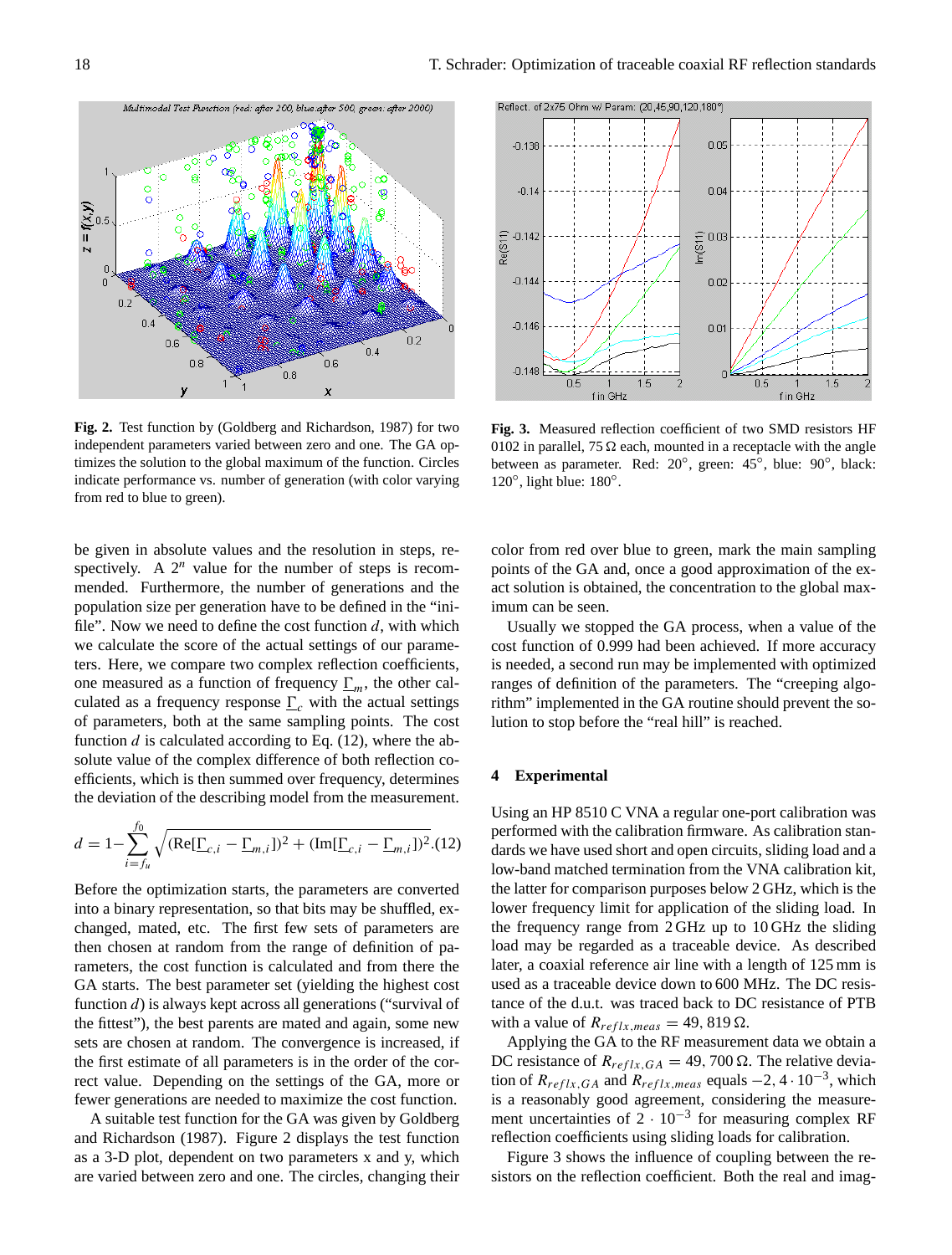**Fig. 2.** Test function by (Goldberg and Richardson, 1987) for two independent parameters varied between zero and one. The GA optimizes the solution to the global maximum of the function. Circles indicate performance vs. number of generation (with color varying from red to blue to green).

**Fig. 3.** Measured reflection coefficient of two SMD resistors HF 0102 in parallel, 75 Ω each, mounted in a receptacle with the angle between as parameter. Red: 20°, green: 45°, blue: 90°, black: 120°, light blue: 180°.

be given in absolute values and the resolution in steps, respectively. A $2^n$ value for the number of steps is recommended. Furthermore, the number of generations and the population size per generation have to be defined in the "ini-file". Now we need to define the cost function $d$, with which we calculate the score of the actual settings of our parameters. Here, we compare two complex reflection coefficients, one measured as a function of frequency $\underline{\Gamma}_m$, the other calculated as a frequency response $\underline{\Gamma}_c$ with the actual settings of parameters, both at the same sampling points. The cost function $d$ is calculated according to Eq. (12), where the absolute value of the complex difference of both reflection coefficients, which is then summed over frequency, determines the deviation of the describing model from the measurement.

$$d = 1 - \sum_{i=f_u}^{f_0} \sqrt{(\mathrm{Re}[\underline{\Gamma}_{c,i} - \underline{\Gamma}_{m,i}])^2 + (\mathrm{Im}[\underline{\Gamma}_{c,i} - \underline{\Gamma}_{m,i}])^2}. \quad (12)$$

Before the optimization starts, the parameters are converted into a binary representation, so that bits may be shuffled, exchanged, mated, etc. The first few sets of parameters are then chosen at random from the range of definition of parameters, the cost function is calculated and from there the GA starts. The best parameter set (yielding the highest cost function $d$) is always kept across all generations ("survival of the fittest"), the best parents are mated and again, some new sets are chosen at random. The convergence is increased, if the first estimate of all parameters is in the order of the correct value. Depending on the settings of the GA, more or fewer generations are needed to maximize the cost function.

A suitable test function for the GA was given by Goldberg and Richardson (1987). Figure 2 displays the test function as a 3-D plot, dependent on two parameters x and y, which are varied between zero and one. The circles, changing their color from red over blue to green, mark the main sampling points of the GA and, once a good approximation of the exact solution is obtained, the concentration to the global maximum of the maximum can be seen.

Usually we stopped the GA process, when a value of the cost function of 0.999 had been achieved. If more accuracy is needed, a second run may be implemented with optimized ranges of definition of the parameters. The "creeping algorithm" implemented in the GA routine should prevent the solution to stop before the "real hill" is reached.

## 4 Experimental

Using an HP 8510 C VNA a regular one-port calibration was performed with the calibration firmware. As calibration standards we have used short and open circuits, sliding load and a low-band matched termination from the VNA calibration kit, the latter for comparison purposes below 2 GHz, which is the lower frequency limit for application of the sliding load. In the frequency range from 2 GHz up to 10 GHz the sliding load may be regarded as a traceable device. As described later, a coaxial reference air line with a length of 125 mm is used as a traceable device down to 600 MHz. The DC resistance of the d.u.t. was traced back to DC resistance of PTB with a value of $R_{reflx,meas} = 49,819\,\Omega$.

Applying the GA to the RF measurement data we obtain a DC resistance of $R_{reflx,GA} = 49,700\,\Omega$. The relative deviation of $R_{reflx,GA}$ and $R_{reflx,meas}$ equals $-2,4 \cdot 10^{-3}$, which is a reasonably good agreement, considering the measurement uncertainties of $2 \cdot 10^{-3}$ for measuring complex RF reflection coefficients using sliding loads for calibration.

Figure 3 shows the influence of coupling between the resistors on the reflection coefficient. Both the real and imag-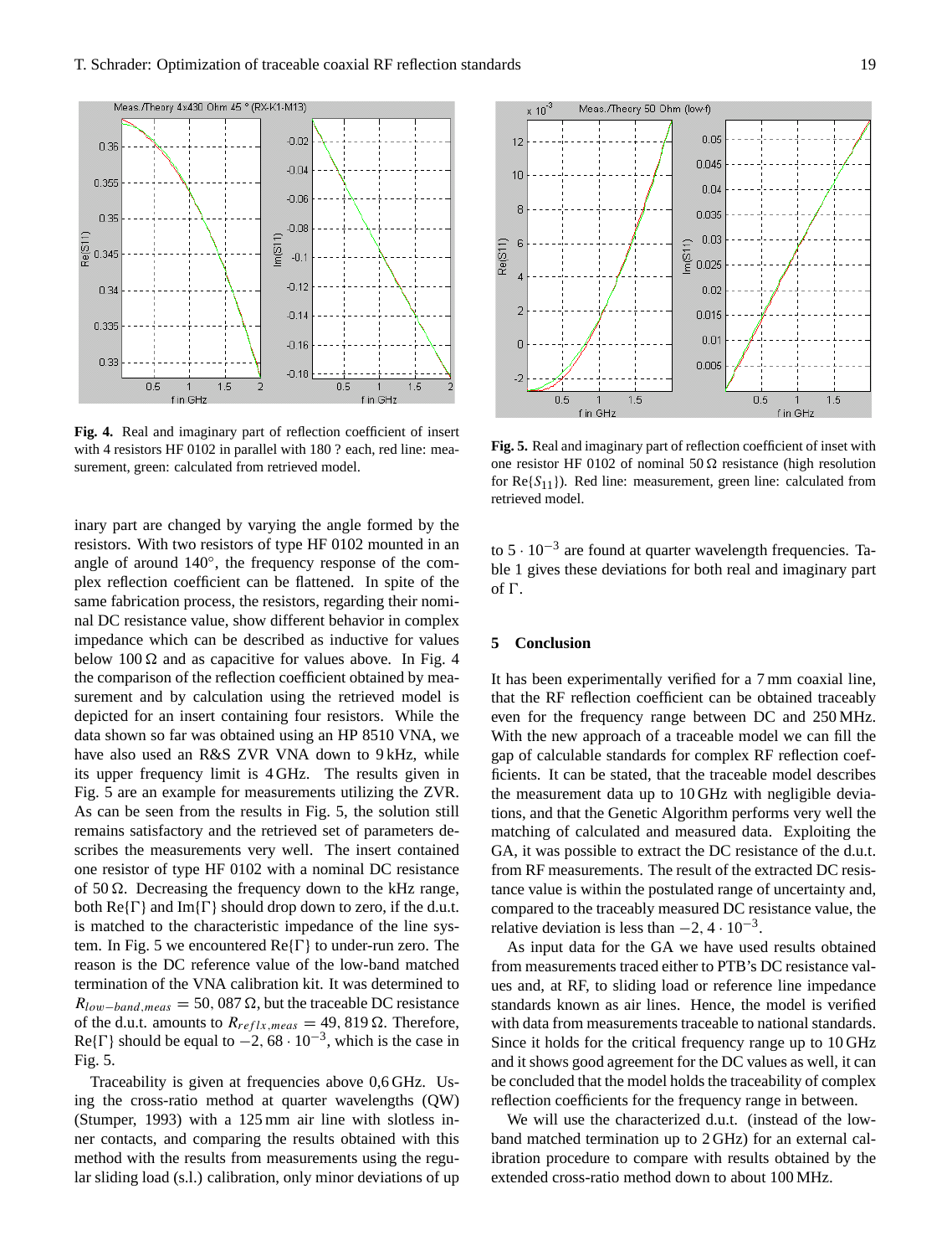**Fig. 4.** Real and imaginary part of reflection coefficient of insert with 4 resistors HF 0102 in parallel with 180 ? each, red line: measurement, green: calculated from retrieved model.

**Fig. 5.** Real and imaginary part of reflection coefficient of inset with one resistor HF 0102 of nominal 50 Ω resistance (high resolution for Re{$S_{11}$}). Red line: measurement, green line: calculated from retrieved model.

inary part are changed by varying the angle formed by the resistors. With two resistors of type HF 0102 mounted in an angle of around 140°, the frequency response of the complex reflection coefficient can be flattened. In spite of the same fabrication process, the resistors, regarding their nominal DC resistance value, show different behavior in complex impedance which can be described as inductive for values below 100 Ω and as capacitive for values above. In Fig. 4 the comparison of the reflection coefficient obtained by measurement and by calculation using the retrieved model is depicted for an insert containing four resistors. While the data shown so far was obtained using an HP 8510 VNA, we have also used an R&S ZVR VNA down to 9 kHz, while its upper frequency limit is 4 GHz. The results given in Fig. 5 are an example for measurements utilizing the ZVR. As can be seen from the results in Fig. 5, the solution still remains satisfactory and the retrieved set of parameters describes the measurements very well. The insert contained one resistor of type HF 0102 with a nominal DC resistance of 50 Ω. Decreasing the frequency down to the kHz range, both Re{Γ} and Im{Γ} should drop down to zero, if the d.u.t. is matched to the characteristic impedance of the line system. In Fig. 5 we encountered Re{Γ} to under-run zero. The reason is the DC reference value of the low-band matched termination of the VNA calibration kit. It was determined to $R_{low-band,meas} = 50,087\,\Omega$, but the traceable DC resistance of the d.u.t. amounts to $R_{reflx,meas} = 49,819\,\Omega$. Therefore, Re{Γ} should be equal to $-2,68 \cdot 10^{-3}$, which is the case in Fig. 5.

Traceability is given at frequencies above 0,6 GHz. Using the cross-ratio method at quarter wavelengths (QW) (Stumper, 1993) with a 125 mm air line with slotless inner contacts, and comparing the results obtained with this method with the results from measurements using the regular sliding load (s.l.) calibration, only minor deviations of up to $5 \cdot 10^{-3}$ are found at quarter wavelength frequencies. Table 1 gives these deviations for both real and imaginary part of Γ.

## 5 Conclusion

It has been experimentally verified for a 7 mm coaxial line, that the RF reflection coefficient can be obtained traceably even for the frequency range between DC and 250 MHz. With the new approach of a traceable model we can fill the gap of calculable standards for complex RF reflection coefficients. It can be stated, that the traceable model describes the measurement data up to 10 GHz with negligible deviations, and that the Genetic Algorithm performs very well the matching of calculated and measured data. Exploiting the GA, it was possible to extract the DC resistance of the d.u.t. from RF measurements. The result of the extracted DC resistance value is within the postulated range of uncertainty and, compared to the traceably measured DC resistance value, the relative deviation is less than $-2,4 \cdot 10^{-3}$.

As input data for the GA we have used results obtained from measurements traced either to PTB's DC resistance values and, at RF, to sliding load or reference line impedance standards known as air lines. Hence, the model is verified with data from measurements traceable to national standards. Since it holds for the critical frequency range up to 10 GHz and it shows good agreement for the DC values as well, it can be concluded that the model holds the traceability of complex reflection coefficients for the frequency range in between.

We will use the characterized d.u.t. (instead of the low-band matched termination up to 2 GHz) for an external calibration procedure to compare with results obtained by the extended cross-ratio method down to about 100 MHz.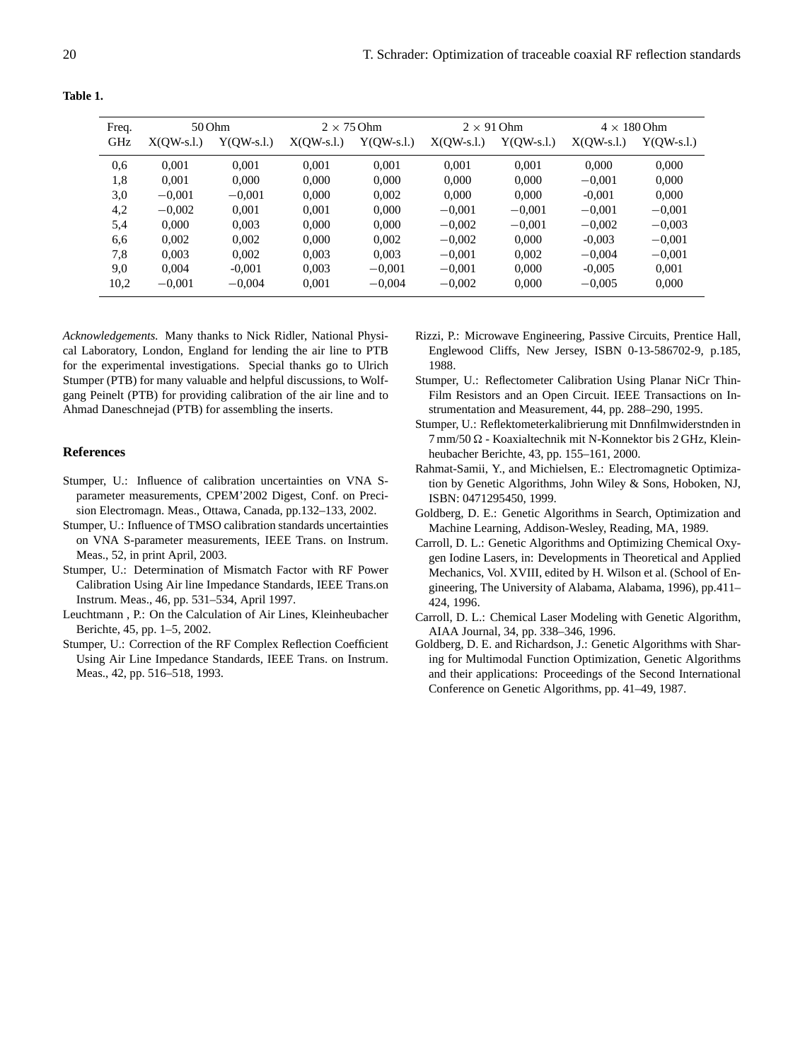**Table 1.**

| Freq. | 50 Ohm | | 2 × 75 Ohm | | 2 × 91 Ohm | | 4 × 180 Ohm | |
|---|---|---|---|---|---|---|---|---|
| GHz | X(QW-s.l.) | Y(QW-s.l.) | X(QW-s.l.) | Y(QW-s.l.) | X(QW-s.l.) | Y(QW-s.l.) | X(QW-s.l.) | Y(QW-s.l.) |
| 0,6 | 0,001 | 0,001 | 0,001 | 0,001 | 0,001 | 0,001 | 0,000 | 0,000 |
| 1,8 | 0,001 | 0,000 | 0,000 | 0,000 | 0,000 | 0,000 | −0,001 | 0,000 |
| 3,0 | −0,001 | −0,001 | 0,000 | 0,002 | 0,000 | 0,000 | -0,001 | 0,000 |
| 4,2 | −0,002 | 0,001 | 0,001 | 0,000 | −0,001 | −0,001 | −0,001 | −0,001 |
| 5,4 | 0,000 | 0,003 | 0,000 | 0,000 | −0,002 | −0,001 | −0,002 | −0,003 |
| 6,6 | 0,002 | 0,002 | 0,000 | 0,002 | −0,002 | 0,000 | -0,003 | −0,001 |
| 7,8 | 0,003 | 0,002 | 0,003 | 0,003 | −0,001 | 0,002 | −0,004 | −0,001 |
| 9,0 | 0,004 | -0,001 | 0,003 | −0,001 | −0,001 | 0,000 | -0,005 | 0,001 |
| 10,2 | −0,001 | −0,004 | 0,001 | −0,004 | −0,002 | 0,000 | −0,005 | 0,000 |

*Acknowledgements.* Many thanks to Nick Ridler, National Physical Laboratory, London, England for lending the air line to PTB for the experimental investigations. Special thanks go to Ulrich Stumper (PTB) for many valuable and helpful discussions, to Wolfgang Peinelt (PTB) for providing calibration of the air line and to Ahmad Daneschnejad (PTB) for assembling the inserts.

## References

Stumper, U.: Influence of calibration uncertainties on VNA S-parameter measurements, CPEM'2002 Digest, Conf. on Precision Electromagn. Meas., Ottawa, Canada, pp.132–133, 2002.

Stumper, U.: Influence of TMSO calibration standards uncertainties on VNA S-parameter measurements, IEEE Trans. on Instrum. Meas., 52, in print April, 2003.

Stumper, U.: Determination of Mismatch Factor with RF Power Calibration Using Air line Impedance Standards, IEEE Trans.on Instrum. Meas., 46, pp. 531–534, April 1997.

Leuchtmann , P.: On the Calculation of Air Lines, Kleinheubacher Berichte, 45, pp. 1–5, 2002.

Stumper, U.: Correction of the RF Complex Reflection Coefficient Using Air Line Impedance Standards, IEEE Trans. on Instrum. Meas., 42, pp. 516–518, 1993.

Rizzi, P.: Microwave Engineering, Passive Circuits, Prentice Hall, Englewood Cliffs, New Jersey, ISBN 0-13-586702-9, p.185, 1988.

Stumper, U.: Reflectometer Calibration Using Planar NiCr Thin-Film Resistors and an Open Circuit. IEEE Transactions on Instrumentation and Measurement, 44, pp. 288–290, 1995.

Stumper, U.: Reflektometerkalibrierung mit Dnnfilmwiderstnden in 7 mm/50 Ω - Koaxialtechnik mit N-Konnektor bis 2 GHz, Kleinheubacher Berichte, 43, pp. 155–161, 2000.

Rahmat-Samii, Y., and Michielsen, E.: Electromagnetic Optimization by Genetic Algorithms, John Wiley & Sons, Hoboken, NJ, ISBN: 0471295450, 1999.

Goldberg, D. E.: Genetic Algorithms in Search, Optimization and Machine Learning, Addison-Wesley, Reading, MA, 1989.

Carroll, D. L.: Genetic Algorithms and Optimizing Chemical Oxygen Iodine Lasers, in: Developments in Theoretical and Applied Mechanics, Vol. XVIII, edited by H. Wilson et al. (School of Engineering, The University of Alabama, Alabama, 1996), pp.411–424, 1996.

Carroll, D. L.: Chemical Laser Modeling with Genetic Algorithm, AIAA Journal, 34, pp. 338–346, 1996.

Goldberg, D. E. and Richardson, J.: Genetic Algorithms with Sharing for Multimodal Function Optimization, Genetic Algorithms and their applications: Proceedings of the Second International Conference on Genetic Algorithms, pp. 41–49, 1987.